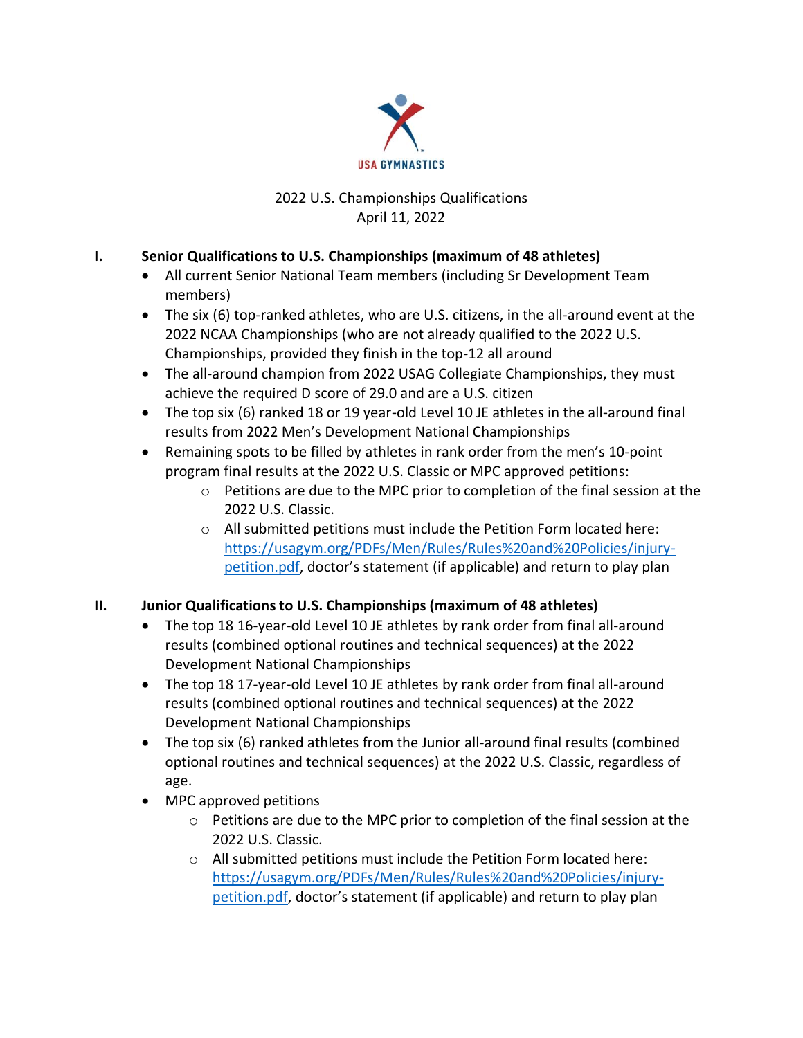USA GYMNASTICS

2022 U.S. Championships Qualifications
April 11, 2022

## I. Senior Qualifications to U.S. Championships (maximum of 48 athletes)

- All current Senior National Team members (including Sr Development Team members)
- The six (6) top-ranked athletes, who are U.S. citizens, in the all-around event at the 2022 NCAA Championships (who are not already qualified to the 2022 U.S. Championships, provided they finish in the top-12 all around
- The all-around champion from 2022 USAG Collegiate Championships, they must achieve the required D score of 29.0 and are a U.S. citizen
- The top six (6) ranked 18 or 19 year-old Level 10 JE athletes in the all-around final results from 2022 Men's Development National Championships
- Remaining spots to be filled by athletes in rank order from the men's 10-point program final results at the 2022 U.S. Classic or MPC approved petitions:
  - Petitions are due to the MPC prior to completion of the final session at the 2022 U.S. Classic.
  - All submitted petitions must include the Petition Form located here: [https://usagym.org/PDFs/Men/Rules/Rules%20and%20Policies/injury-petition.pdf](https://usagym.org/PDFs/Men/Rules/Rules%20and%20Policies/injury-petition.pdf), doctor's statement (if applicable) and return to play plan

## II. Junior Qualifications to U.S. Championships (maximum of 48 athletes)

- The top 18 16-year-old Level 10 JE athletes by rank order from final all-around results (combined optional routines and technical sequences) at the 2022 Development National Championships
- The top 18 17-year-old Level 10 JE athletes by rank order from final all-around results (combined optional routines and technical sequences) at the 2022 Development National Championships
- The top six (6) ranked athletes from the Junior all-around final results (combined optional routines and technical sequences) at the 2022 U.S. Classic, regardless of age.
- MPC approved petitions
  - Petitions are due to the MPC prior to completion of the final session at the 2022 U.S. Classic.
  - All submitted petitions must include the Petition Form located here: [https://usagym.org/PDFs/Men/Rules/Rules%20and%20Policies/injury-petition.pdf](https://usagym.org/PDFs/Men/Rules/Rules%20and%20Policies/injury-petition.pdf), doctor's statement (if applicable) and return to play plan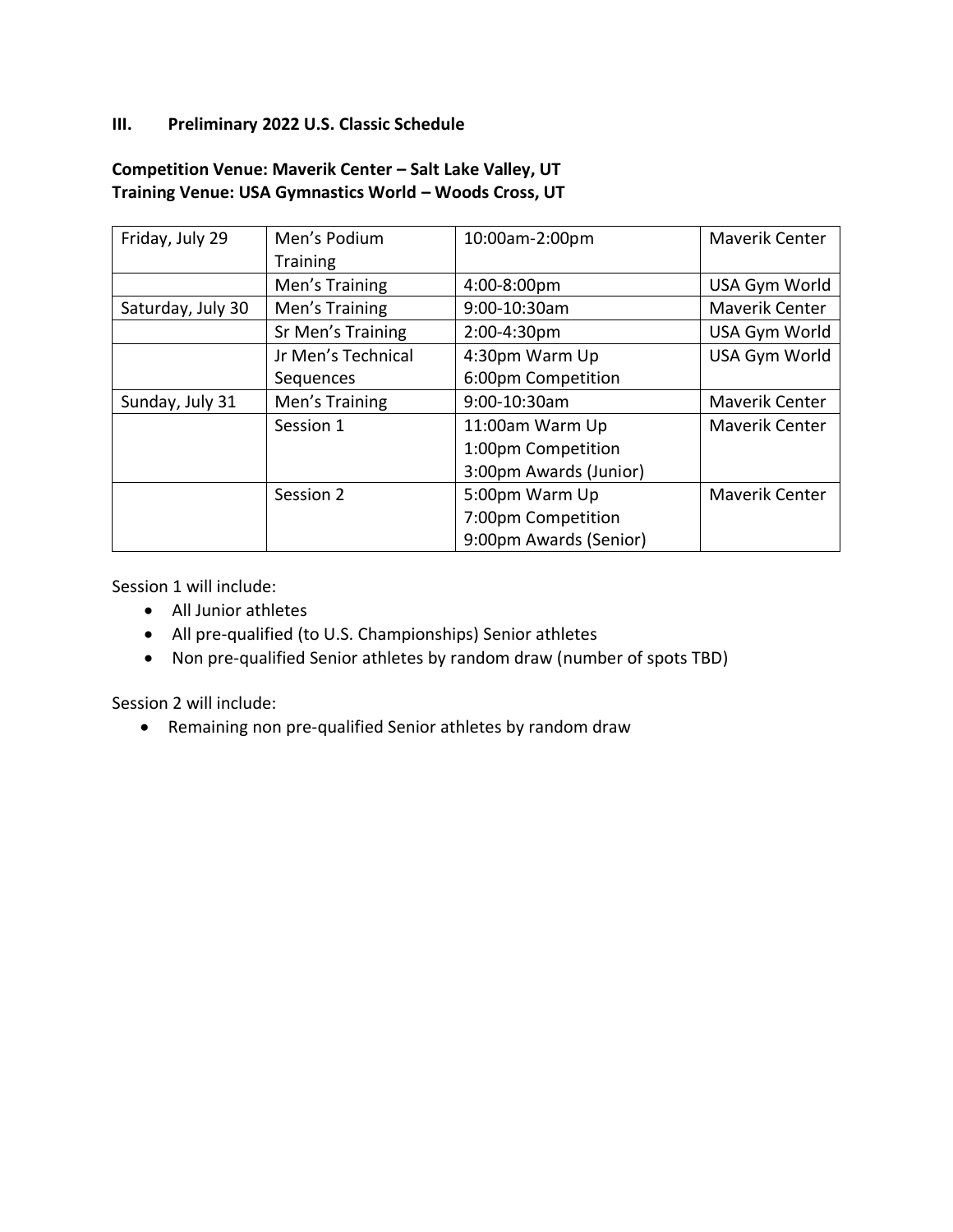### III. Preliminary 2022 U.S. Classic Schedule

**Competition Venue: Maverik Center – Salt Lake Valley, UT**
**Training Venue: USA Gymnastics World – Woods Cross, UT**

| | | | |
|---|---|---|---|
| Friday, July 29 | Men's Podium Training | 10:00am-2:00pm | Maverik Center |
| | Men's Training | 4:00-8:00pm | USA Gym World |
| Saturday, July 30 | Men's Training | 9:00-10:30am | Maverik Center |
| | Sr Men's Training | 2:00-4:30pm | USA Gym World |
| | Jr Men's Technical Sequences | 4:30pm Warm Up<br>6:00pm Competition | USA Gym World |
| Sunday, July 31 | Men's Training | 9:00-10:30am | Maverik Center |
| | Session 1 | 11:00am Warm Up<br>1:00pm Competition<br>3:00pm Awards (Junior) | Maverik Center |
| | Session 2 | 5:00pm Warm Up<br>7:00pm Competition<br>9:00pm Awards (Senior) | Maverik Center |

Session 1 will include:

- All Junior athletes
- All pre-qualified (to U.S. Championships) Senior athletes
- Non pre-qualified Senior athletes by random draw (number of spots TBD)

Session 2 will include:

- Remaining non pre-qualified Senior athletes by random draw